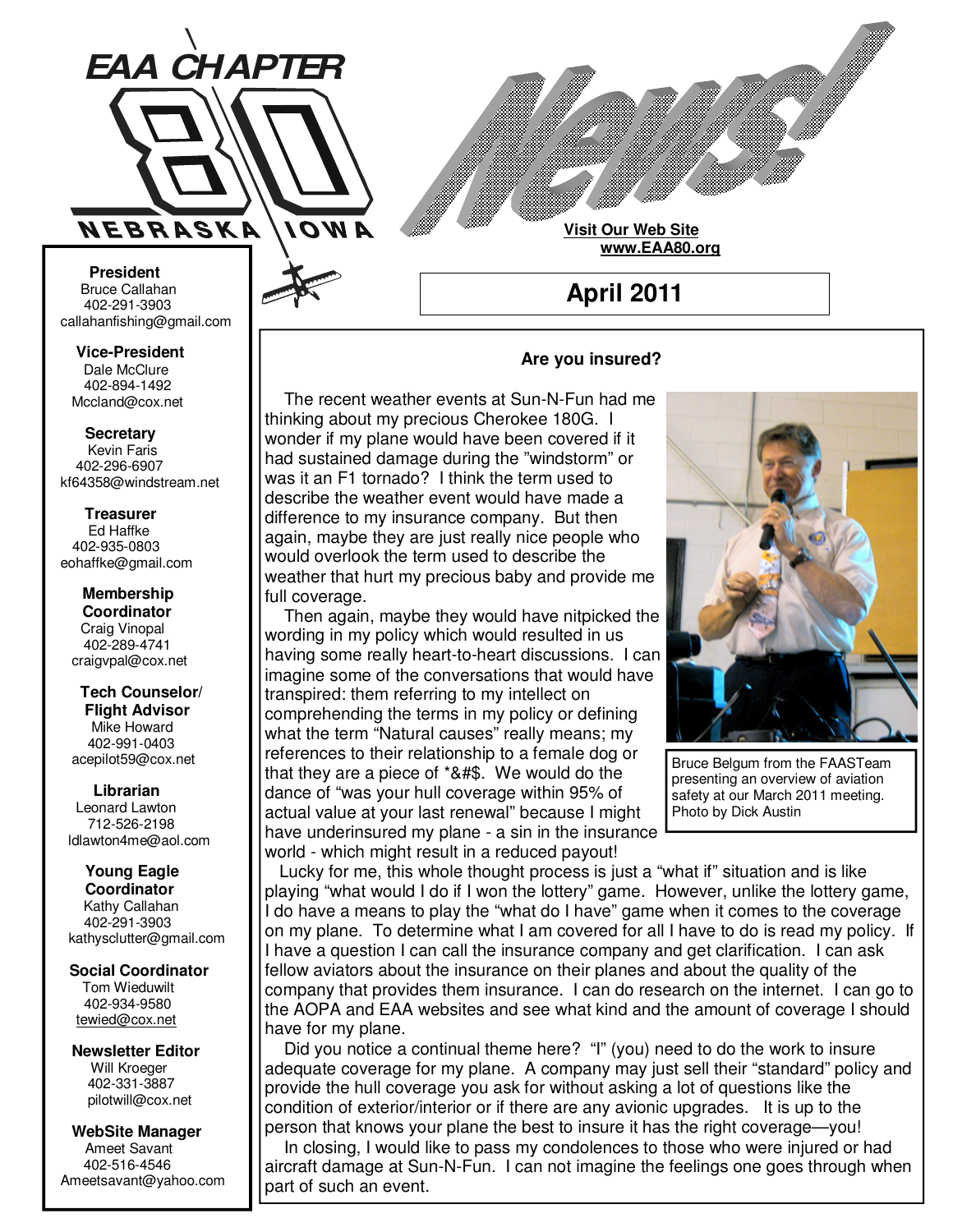# EAA CHAPTER 80 NEBRASKA IOWA

# News!

**Visit Our Web Site**
**www.EAA80.org**

## April 2011

**President**
Bruce Callahan
402-291-3903
callahanfishing@gmail.com

**Vice-President**
Dale McClure
402-894-1492
Mccland@cox.net

**Secretary**
Kevin Faris
402-296-6907
kf64358@windstream.net

**Treasurer**
Ed Haffke
402-935-0803
eohaffke@gmail.com

**Membership Coordinator**
Craig Vinopal
402-289-4741
craigvpal@cox.net

**Tech Counselor/ Flight Advisor**
Mike Howard
402-991-0403
acepilot59@cox.net

**Librarian**
Leonard Lawton
712-526-2198
ldlawton4me@aol.com

**Young Eagle Coordinator**
Kathy Callahan
402-291-3903
kathysclutter@gmail.com

**Social Coordinator**
Tom Wieduwilt
402-934-9580
tewied@cox.net

**Newsletter Editor**
Will Kroeger
402-331-3887
pilotwill@cox.net

**WebSite Manager**
Ameet Savant
402-516-4546
Ameetsavant@yahoo.com

### Are you insured?

The recent weather events at Sun-N-Fun had me thinking about my precious Cherokee 180G. I wonder if my plane would have been covered if it had sustained damage during the "windstorm" or was it an F1 tornado? I think the term used to describe the weather event would have made a difference to my insurance company. But then again, maybe they are just really nice people who would overlook the term used to describe the weather that hurt my precious baby and provide me full coverage.

Then again, maybe they would have nitpicked the wording in my policy which would resulted in us having some really heart-to-heart discussions. I can imagine some of the conversations that would have transpired: them referring to my intellect on comprehending the terms in my policy or defining what the term "Natural causes" really means; my references to their relationship to a female dog or that they are a piece of *&#$. We would do the dance of "was your hull coverage within 95% of actual value at your last renewal" because I might have underinsured my plane - a sin in the insurance world - which might result in a reduced payout!

Bruce Belgum from the FAASTeam presenting an overview of aviation safety at our March 2011 meeting. Photo by Dick Austin

Lucky for me, this whole thought process is just a "what if" situation and is like playing "what would I do if I won the lottery" game. However, unlike the lottery game, I do have a means to play the "what do I have" game when it comes to the coverage on my plane. To determine what I am covered for all I have to do is read my policy. If I have a question I can call the insurance company and get clarification. I can ask fellow aviators about the insurance on their planes and about the quality of the company that provides them insurance. I can do research on the internet. I can go to the AOPA and EAA websites and see what kind and the amount of coverage I should have for my plane.

Did you notice a continual theme here? "I" (you) need to do the work to insure adequate coverage for my plane. A company may just sell their "standard" policy and provide the hull coverage you ask for without asking a lot of questions like the condition of exterior/interior or if there are any avionic upgrades. It is up to the person that knows your plane the best to insure it has the right coverage—you!

In closing, I would like to pass my condolences to those who were injured or had aircraft damage at Sun-N-Fun. I can not imagine the feelings one goes through when part of such an event.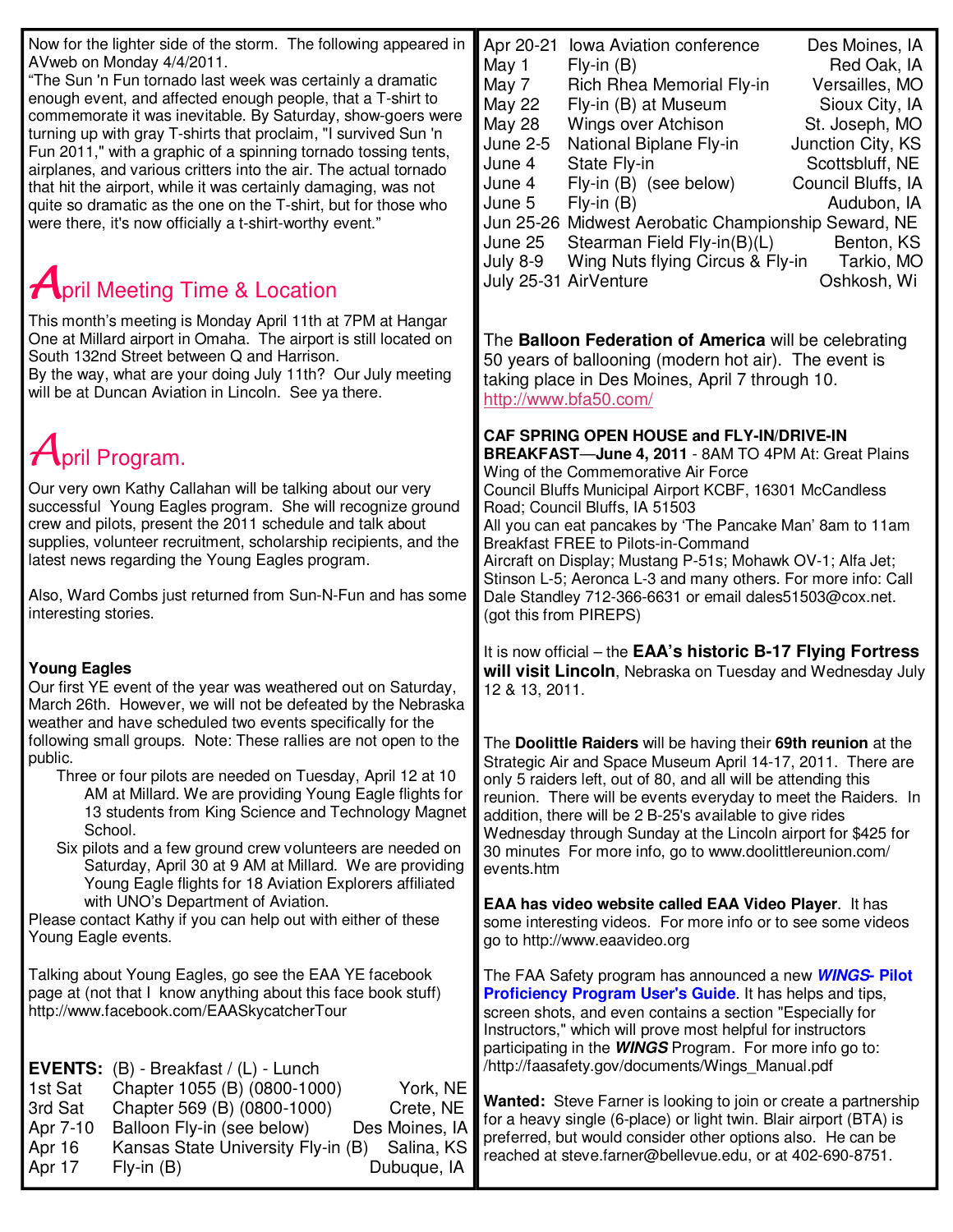Now for the lighter side of the storm. The following appeared in AVweb on Monday 4/4/2011.

"The Sun 'n Fun tornado last week was certainly a dramatic enough event, and affected enough people, that a T-shirt to commemorate it was inevitable. By Saturday, show-goers were turning up with gray T-shirts that proclaim, "I survived Sun 'n Fun 2011," with a graphic of a spinning tornado tossing tents, airplanes, and various critters into the air. The actual tornado that hit the airport, while it was certainly damaging, was not quite so dramatic as the one on the T-shirt, but for those who were there, it's now officially a t-shirt-worthy event."

## April Meeting Time & Location

This month's meeting is Monday April 11th at 7PM at Hangar One at Millard airport in Omaha. The airport is still located on South 132nd Street between Q and Harrison.

By the way, what are your doing July 11th? Our July meeting will be at Duncan Aviation in Lincoln. See ya there.

## April Program.

Our very own Kathy Callahan will be talking about our very successful Young Eagles program. She will recognize ground crew and pilots, present the 2011 schedule and talk about supplies, volunteer recruitment, scholarship recipients, and the latest news regarding the Young Eagles program.

Also, Ward Combs just returned from Sun-N-Fun and has some interesting stories.

**Young Eagles**

Our first YE event of the year was weathered out on Saturday, March 26th. However, we will not be defeated by the Nebraska weather and have scheduled two events specifically for the following small groups. Note: These rallies are not open to the public.

- Three or four pilots are needed on Tuesday, April 12 at 10 AM at Millard. We are providing Young Eagle flights for 13 students from King Science and Technology Magnet School.
- Six pilots and a few ground crew volunteers are needed on Saturday, April 30 at 9 AM at Millard. We are providing Young Eagle flights for 18 Aviation Explorers affiliated with UNO's Department of Aviation.

Please contact Kathy if you can help out with either of these Young Eagle events.

Talking about Young Eagles, go see the EAA YE facebook page at (not that I know anything about this face book stuff) http://www.facebook.com/EAASkycatcherTour

**EVENTS:** (B) - Breakfast / (L) - Lunch

| Date | Event | Location |
|---|---|---|
| 1st Sat | Chapter 1055 (B) (0800-1000) | York, NE |
| 3rd Sat | Chapter 569 (B) (0800-1000) | Crete, NE |
| Apr 7-10 | Balloon Fly-in (see below) | Des Moines, IA |
| Apr 16 | Kansas State University Fly-in (B) | Salina, KS |
| Apr 17 | Fly-in (B) | Dubuque, IA |
| Apr 20-21 | Iowa Aviation conference | Des Moines, IA |
| May 1 | Fly-in (B) | Red Oak, IA |
| May 7 | Rich Rhea Memorial Fly-in | Versailles, MO |
| May 22 | Fly-in (B) at Museum | Sioux City, IA |
| May 28 | Wings over Atchison | St. Joseph, MO |
| June 2-5 | National Biplane Fly-in | Junction City, KS |
| June 4 | State Fly-in | Scottsbluff, NE |
| June 4 | Fly-in (B) (see below) | Council Bluffs, IA |
| June 5 | Fly-in (B) | Audubon, IA |
| Jun 25-26 | Midwest Aerobatic Championship | Seward, NE |
| June 25 | Stearman Field Fly-in(B)(L) | Benton, KS |
| July 8-9 | Wing Nuts flying Circus & Fly-in | Tarkio, MO |
| July 25-31 | AirVenture | Oshkosh, Wi |

The **Balloon Federation of America** will be celebrating 50 years of ballooning (modern hot air). The event is taking place in Des Moines, April 7 through 10. http://www.bfa50.com/

**CAF SPRING OPEN HOUSE and FLY-IN/DRIVE-IN BREAKFAST—June 4, 2011** - 8AM TO 4PM At: Great Plains Wing of the Commemorative Air Force
Council Bluffs Municipal Airport KCBF, 16301 McCandless Road; Council Bluffs, IA 51503
All you can eat pancakes by 'The Pancake Man' 8am to 11am
Breakfast FREE to Pilots-in-Command
Aircraft on Display; Mustang P-51s; Mohawk OV-1; Alfa Jet; Stinson L-5; Aeronca L-3 and many others. For more info: Call Dale Standley 712-366-6631 or email dales51503@cox.net. (got this from PIREPS)

It is now official – the **EAA's historic B-17 Flying Fortress will visit Lincoln**, Nebraska on Tuesday and Wednesday July 12 & 13, 2011.

The **Doolittle Raiders** will be having their **69th reunion** at the Strategic Air and Space Museum April 14-17, 2011. There are only 5 raiders left, out of 80, and all will be attending this reunion. There will be events everyday to meet the Raiders. In addition, there will be 2 B-25's available to give rides Wednesday through Sunday at the Lincoln airport for $425 for 30 minutes For more info, go to www.doolittlereunion.com/events.htm

**EAA has video website called EAA Video Player**. It has some interesting videos. For more info or to see some videos go to http://www.eaavideo.org

The FAA Safety program has announced a new ***WINGS*- Pilot Proficiency Program User's Guide**. It has helps and tips, screen shots, and even contains a section "Especially for Instructors," which will prove most helpful for instructors participating in the ***WINGS*** Program. For more info go to: /http://faasafety.gov/documents/Wings_Manual.pdf

**Wanted:** Steve Farner is looking to join or create a partnership for a heavy single (6-place) or light twin. Blair airport (BTA) is preferred, but would consider other options also. He can be reached at steve.farner@bellevue.edu, or at 402-690-8751.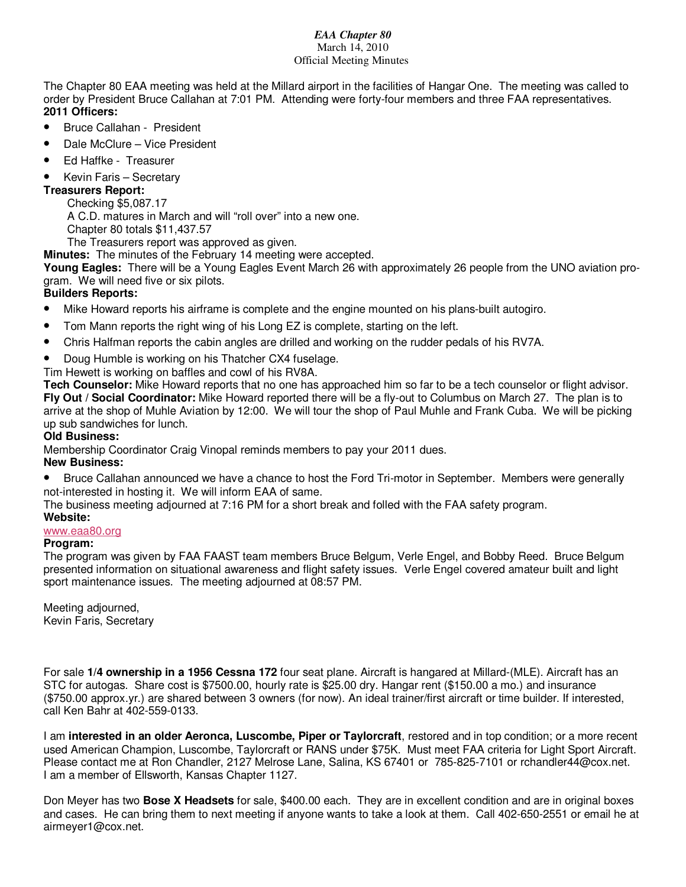*EAA Chapter 80*

March 14, 2010

Official Meeting Minutes

The Chapter 80 EAA meeting was held at the Millard airport in the facilities of Hangar One. The meeting was called to order by President Bruce Callahan at 7:01 PM. Attending were forty-four members and three FAA representatives.

**2011 Officers:**

- Bruce Callahan - President
- Dale McClure – Vice President
- Ed Haffke - Treasurer
- Kevin Faris – Secretary

**Treasurers Report:**

Checking $5,087.17

A C.D. matures in March and will "roll over" into a new one.

Chapter 80 totals $11,437.57

The Treasurers report was approved as given.

**Minutes:** The minutes of the February 14 meeting were accepted.

**Young Eagles:** There will be a Young Eagles Event March 26 with approximately 26 people from the UNO aviation program. We will need five or six pilots.

**Builders Reports:**

- Mike Howard reports his airframe is complete and the engine mounted on his plans-built autogiro.
- Tom Mann reports the right wing of his Long EZ is complete, starting on the left.
- Chris Halfman reports the cabin angles are drilled and working on the rudder pedals of his RV7A.
- Doug Humble is working on his Thatcher CX4 fuselage.

Tim Hewett is working on baffles and cowl of his RV8A.

**Tech Counselor:** Mike Howard reports that no one has approached him so far to be a tech counselor or flight advisor.

**Fly Out / Social Coordinator:** Mike Howard reported there will be a fly-out to Columbus on March 27. The plan is to arrive at the shop of Muhle Aviation by 12:00. We will tour the shop of Paul Muhle and Frank Cuba. We will be picking up sub sandwiches for lunch.

**Old Business:**

Membership Coordinator Craig Vinopal reminds members to pay your 2011 dues.

**New Business:**

- Bruce Callahan announced we have a chance to host the Ford Tri-motor in September. Members were generally not-interested in hosting it. We will inform EAA of same.

The business meeting adjourned at 7:16 PM for a short break and folled with the FAA safety program.

**Website:**

www.eaa80.org

**Program:**

The program was given by FAA FAAST team members Bruce Belgum, Verle Engel, and Bobby Reed. Bruce Belgum presented information on situational awareness and flight safety issues. Verle Engel covered amateur built and light sport maintenance issues. The meeting adjourned at 08:57 PM.

Meeting adjourned,
Kevin Faris, Secretary

For sale **1/4 ownership in a 1956 Cessna 172** four seat plane. Aircraft is hangared at Millard-(MLE). Aircraft has an STC for autogas. Share cost is $7500.00, hourly rate is $25.00 dry. Hangar rent ($150.00 a mo.) and insurance ($750.00 approx.yr.) are shared between 3 owners (for now). An ideal trainer/first aircraft or time builder. If interested, call Ken Bahr at 402-559-0133.

I am **interested in an older Aeronca, Luscombe, Piper or Taylorcraft**, restored and in top condition; or a more recent used American Champion, Luscombe, Taylorcraft or RANS under $75K. Must meet FAA criteria for Light Sport Aircraft. Please contact me at Ron Chandler, 2127 Melrose Lane, Salina, KS 67401 or 785-825-7101 or rchandler44@cox.net. I am a member of Ellsworth, Kansas Chapter 1127.

Don Meyer has two **Bose X Headsets** for sale, $400.00 each. They are in excellent condition and are in original boxes and cases. He can bring them to next meeting if anyone wants to take a look at them. Call 402-650-2551 or email he at airmeyer1@cox.net.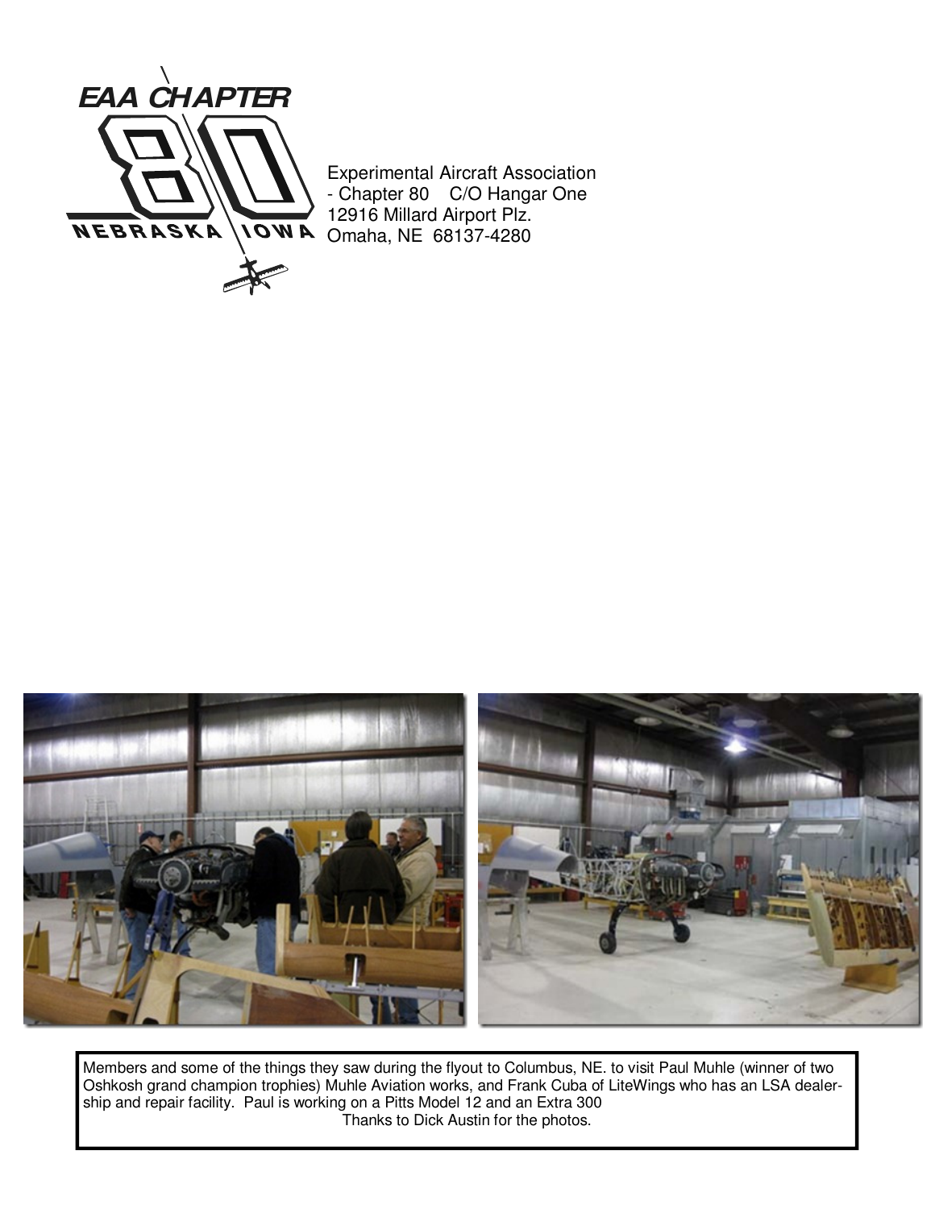Experimental Aircraft Association
- Chapter 80    C/O Hangar One
12916 Millard Airport Plz.
Omaha, NE  68137-4280

Members and some of the things they saw during the flyout to Columbus, NE. to visit Paul Muhle (winner of two Oshkosh grand champion trophies) Muhle Aviation works, and Frank Cuba of LiteWings who has an LSA dealership and repair facility.  Paul is working on a Pitts Model 12 and an Extra 300

Thanks to Dick Austin for the photos.